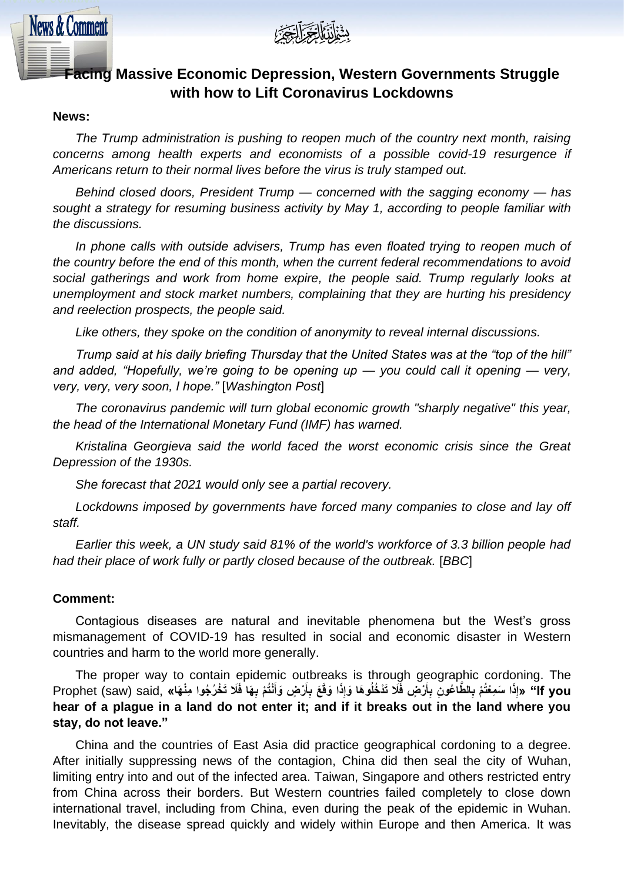بِسْمِ اللَّهِ الرَّحْمَٰنِ الرَّحِيمِ

# Facing Massive Economic Depression, Western Governments Struggle with how to Lift Coronavirus Lockdowns

**News:**

*The Trump administration is pushing to reopen much of the country next month, raising concerns among health experts and economists of a possible covid-19 resurgence if Americans return to their normal lives before the virus is truly stamped out.*

*Behind closed doors, President Trump — concerned with the sagging economy — has sought a strategy for resuming business activity by May 1, according to people familiar with the discussions.*

*In phone calls with outside advisers, Trump has even floated trying to reopen much of the country before the end of this month, when the current federal recommendations to avoid social gatherings and work from home expire, the people said. Trump regularly looks at unemployment and stock market numbers, complaining that they are hurting his presidency and reelection prospects, the people said.*

*Like others, they spoke on the condition of anonymity to reveal internal discussions.*

*Trump said at his daily briefing Thursday that the United States was at the "top of the hill" and added, "Hopefully, we're going to be opening up — you could call it opening — very, very, very, very soon, I hope."* [*Washington Post*]

*The coronavirus pandemic will turn global economic growth "sharply negative" this year, the head of the International Monetary Fund (IMF) has warned.*

*Kristalina Georgieva said the world faced the worst economic crisis since the Great Depression of the 1930s.*

*She forecast that 2021 would only see a partial recovery.*

*Lockdowns imposed by governments have forced many companies to close and lay off staff.*

*Earlier this week, a UN study said 81% of the world's workforce of 3.3 billion people had had their place of work fully or partly closed because of the outbreak.* [*BBC*]

**Comment:**

Contagious diseases are natural and inevitable phenomena but the West's gross mismanagement of COVID-19 has resulted in social and economic disaster in Western countries and harm to the world more generally.

The proper way to contain epidemic outbreaks is through geographic cordoning. The Prophet (saw) said, **«إِذَا سَمِعْتُمْ بِالطَّاعُونِ بِأَرْضٍ فَلَا تَدْخُلُوهَا وَإِذَا وَقَعَ بِأَرْضٍ وَأَنْتُمْ بِهَا فَلَا تَخْرُجُوا مِنْهَا» "If you hear of a plague in a land do not enter it; and if it breaks out in the land where you stay, do not leave."**

China and the countries of East Asia did practice geographical cordoning to a degree. After initially suppressing news of the contagion, China did then seal the city of Wuhan, limiting entry into and out of the infected area. Taiwan, Singapore and others restricted entry from China across their borders. But Western countries failed completely to close down international travel, including from China, even during the peak of the epidemic in Wuhan. Inevitably, the disease spread quickly and widely within Europe and then America. It was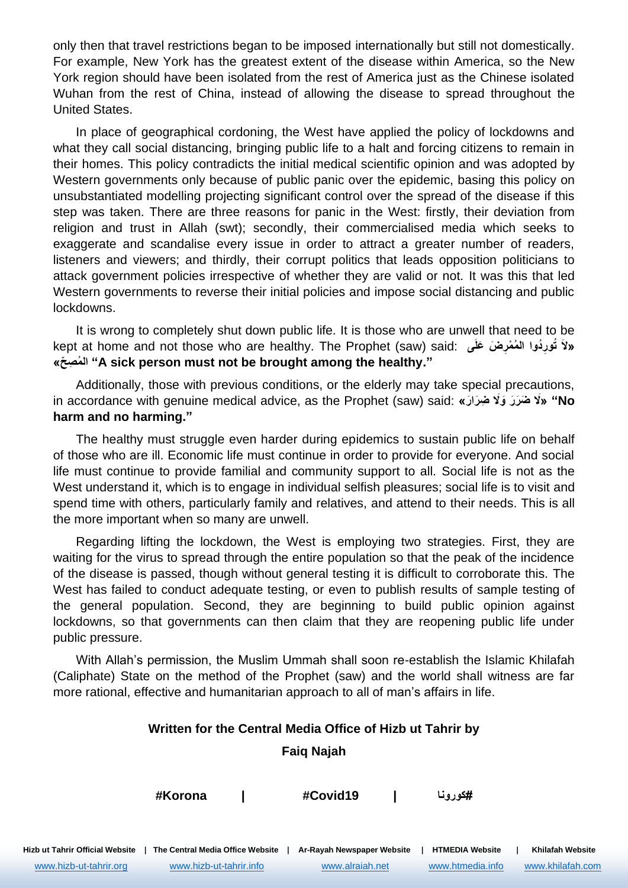only then that travel restrictions began to be imposed internationally but still not domestically. For example, New York has the greatest extent of the disease within America, so the New York region should have been isolated from the rest of America just as the Chinese isolated Wuhan from the rest of China, instead of allowing the disease to spread throughout the United States.

In place of geographical cordoning, the West have applied the policy of lockdowns and what they call social distancing, bringing public life to a halt and forcing citizens to remain in their homes. This policy contradicts the initial medical scientific opinion and was adopted by Western governments only because of public panic over the epidemic, basing this policy on unsubstantiated modelling projecting significant control over the spread of the disease if this step was taken. There are three reasons for panic in the West: firstly, their deviation from religion and trust in Allah (swt); secondly, their commercialised media which seeks to exaggerate and scandalise every issue in order to attract a greater number of readers, listeners and viewers; and thirdly, their corrupt politics that leads opposition politicians to attack government policies irrespective of whether they are valid or not. It was this that led Western governments to reverse their initial policies and impose social distancing and public lockdowns.

It is wrong to completely shut down public life. It is those who are unwell that need to be kept at home and not those who are healthy. The Prophet (saw) said: **«لاَ تُورِدُوا الْمُمْرِضَ عَلَى الْمُصِحِّ» "A sick person must not be brought among the healthy."**

Additionally, those with previous conditions, or the elderly may take special precautions, in accordance with genuine medical advice, as the Prophet (saw) said: **«لَا ضَرَرَ وَلَا ضِرَارَ» "No harm and no harming."**

The healthy must struggle even harder during epidemics to sustain public life on behalf of those who are ill. Economic life must continue in order to provide for everyone. And social life must continue to provide familial and community support to all. Social life is not as the West understand it, which is to engage in individual selfish pleasures; social life is to visit and spend time with others, particularly family and relatives, and attend to their needs. This is all the more important when so many are unwell.

Regarding lifting the lockdown, the West is employing two strategies. First, they are waiting for the virus to spread through the entire population so that the peak of the incidence of the disease is passed, though without general testing it is difficult to corroborate this. The West has failed to conduct adequate testing, or even to publish results of sample testing of the general population. Second, they are beginning to build public opinion against lockdowns, so that governments can then claim that they are reopening public life under public pressure.

With Allah's permission, the Muslim Ummah shall soon re-establish the Islamic Khilafah (Caliphate) State on the method of the Prophet (saw) and the world shall witness are far more rational, effective and humanitarian approach to all of man's affairs in life.

**Written for the Central Media Office of Hizb ut Tahrir by**

**Faiq Najah**

**#Korona | #Covid19 | #كورونا**

| Hizb ut Tahrir Official Website | The Central Media Office Website | Ar-Rayah Newspaper Website | HTMEDIA Website | Khilafah Website |
|---|---|---|---|---|
| www.hizb-ut-tahrir.org | www.hizb-ut-tahrir.info | www.alraiah.net | www.htmedia.info | www.khilafah.com |